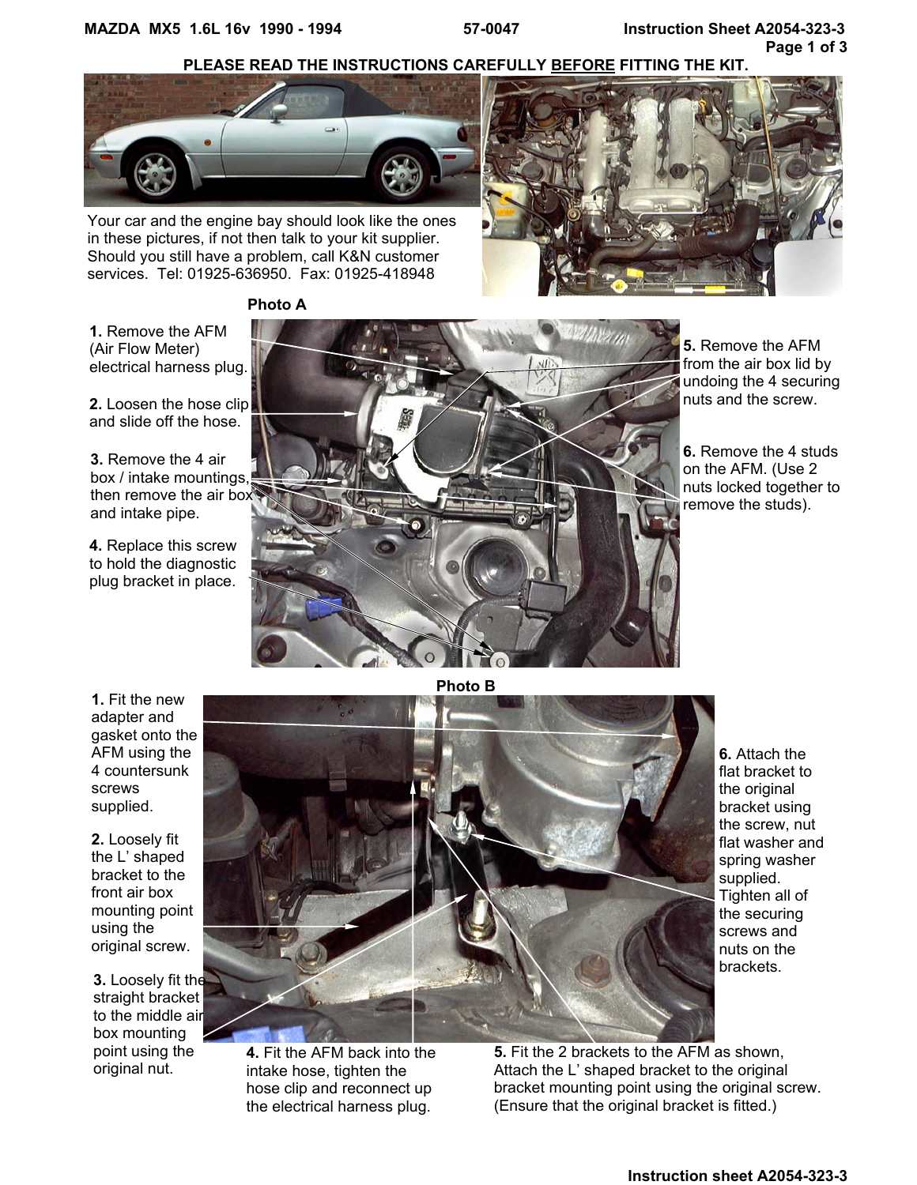**MAZDA MX5 1.6L 16v 1990 - 1994** **57-0047** **Instruction Sheet A2054-323-3**

**PLEASE READ THE INSTRUCTIONS CAREFULLY BEFORE FITTING THE KIT.**

Your car and the engine bay should look like the ones in these pictures, if not then talk to your kit supplier. Should you still have a problem, call K&N customer services. Tel: 01925-636950. Fax: 01925-418948

**Photo A**

**1.** Remove the AFM (Air Flow Meter) electrical harness plug.

**2.** Loosen the hose clip and slide off the hose.

**3.** Remove the 4 air box / intake mountings, then remove the air box and intake pipe.

**4.** Replace this screw to hold the diagnostic plug bracket in place.

**5.** Remove the AFM from the air box lid by undoing the 4 securing nuts and the screw.

**6.** Remove the 4 studs on the AFM. (Use 2 nuts locked together to remove the studs).

**Photo B**

**1.** Fit the new adapter and gasket onto the AFM using the 4 countersunk screws supplied.

**2.** Loosely fit the L' shaped bracket to the front air box mounting point using the original screw.

**3.** Loosely fit the straight bracket to the middle air box mounting point using the original nut.

**4.** Fit the AFM back into the intake hose, tighten the hose clip and reconnect up the electrical harness plug.

**5.** Fit the 2 brackets to the AFM as shown, Attach the L' shaped bracket to the original bracket mounting point using the original screw. (Ensure that the original bracket is fitted.)

**6.** Attach the flat bracket to the original bracket using the screw, nut flat washer and spring washer supplied. Tighten all of the securing screws and nuts on the brackets.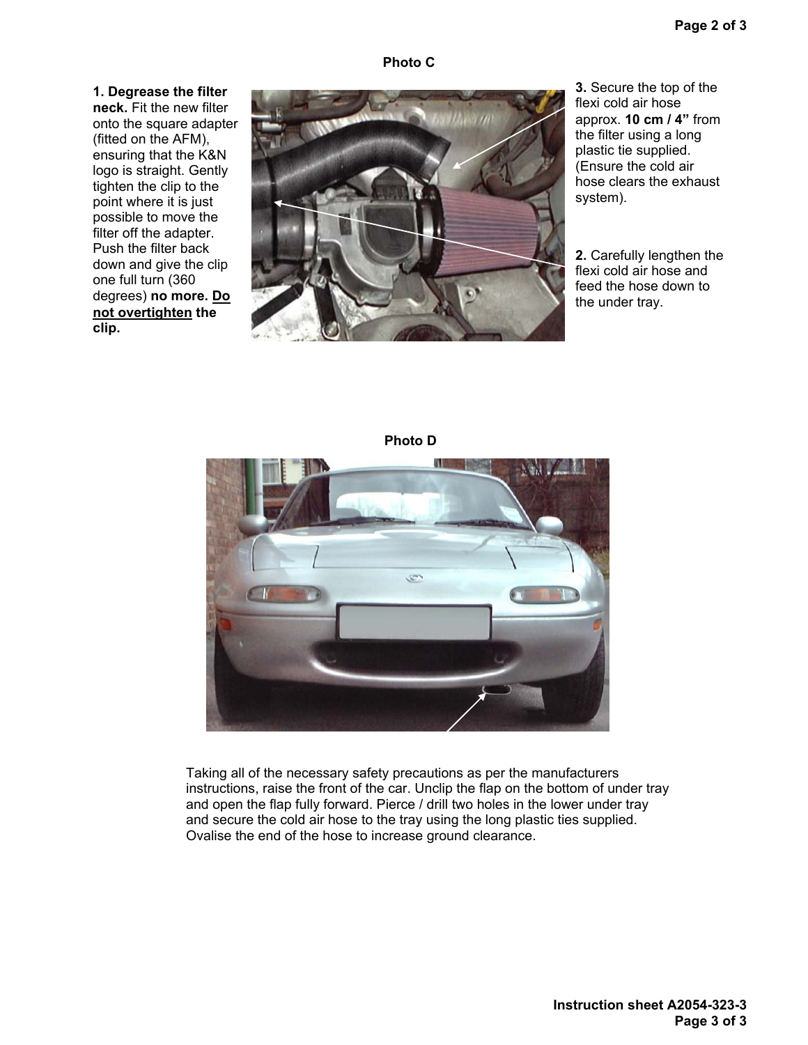**Photo C**

**1. Degrease the filter neck.** Fit the new filter onto the square adapter (fitted on the AFM), ensuring that the K&N logo is straight. Gently tighten the clip to the point where it is just possible to move the filter off the adapter. Push the filter back down and give the clip one full turn (360 degrees) **no more. <u>Do not overtighten</u> the clip.**

**2.** Carefully lengthen the flexi cold air hose and feed the hose down to the under tray.

**3.** Secure the top of the flexi cold air hose approx. **10 cm / 4"** from the filter using a long plastic tie supplied. (Ensure the cold air hose clears the exhaust system).

**Photo D**

Taking all of the necessary safety precautions as per the manufacturers instructions, raise the front of the car. Unclip the flap on the bottom of under tray and open the flap fully forward. Pierce / drill two holes in the lower under tray and secure the cold air hose to the tray using the long plastic ties supplied. Ovalise the end of the hose to increase ground clearance.

**Instruction sheet A2054-323-3**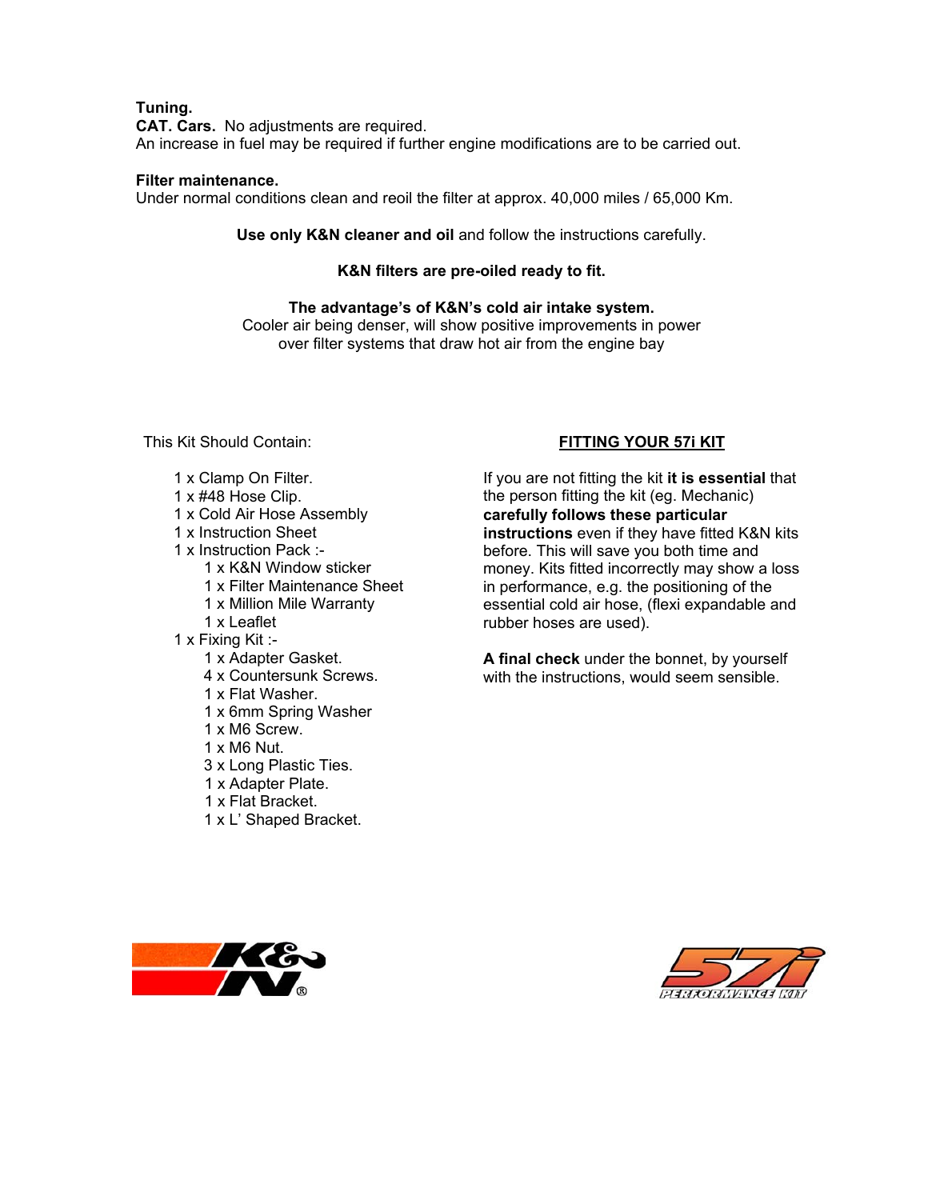**Tuning.**
**CAT. Cars.** No adjustments are required.
An increase in fuel may be required if further engine modifications are to be carried out.

**Filter maintenance.**
Under normal conditions clean and reoil the filter at approx. 40,000 miles / 65,000 Km.

**Use only K&N cleaner and oil** and follow the instructions carefully.

**K&N filters are pre-oiled ready to fit.**

**The advantage's of K&N's cold air intake system.**
Cooler air being denser, will show positive improvements in power over filter systems that draw hot air from the engine bay

This Kit Should Contain:

- 1 x Clamp On Filter.
- 1 x #48 Hose Clip.
- 1 x Cold Air Hose Assembly
- 1 x Instruction Sheet
- 1 x Instruction Pack :-
  - 1 x K&N Window sticker
  - 1 x Filter Maintenance Sheet
  - 1 x Million Mile Warranty
  - 1 x Leaflet
- 1 x Fixing Kit :-
  - 1 x Adapter Gasket.
  - 4 x Countersunk Screws.
  - 1 x Flat Washer.
  - 1 x 6mm Spring Washer
  - 1 x M6 Screw.
  - 1 x M6 Nut.
  - 3 x Long Plastic Ties.
  - 1 x Adapter Plate.
  - 1 x Flat Bracket.
  - 1 x L' Shaped Bracket.

**FITTING YOUR 57i KIT**

If you are not fitting the kit **it is essential** that the person fitting the kit (eg. Mechanic) **carefully follows these particular instructions** even if they have fitted K&N kits before. This will save you both time and money. Kits fitted incorrectly may show a loss in performance, e.g. the positioning of the essential cold air hose, (flexi expandable and rubber hoses are used).

**A final check** under the bonnet, by yourself with the instructions, would seem sensible.

K&N®

57i PERFORMANCE KIT